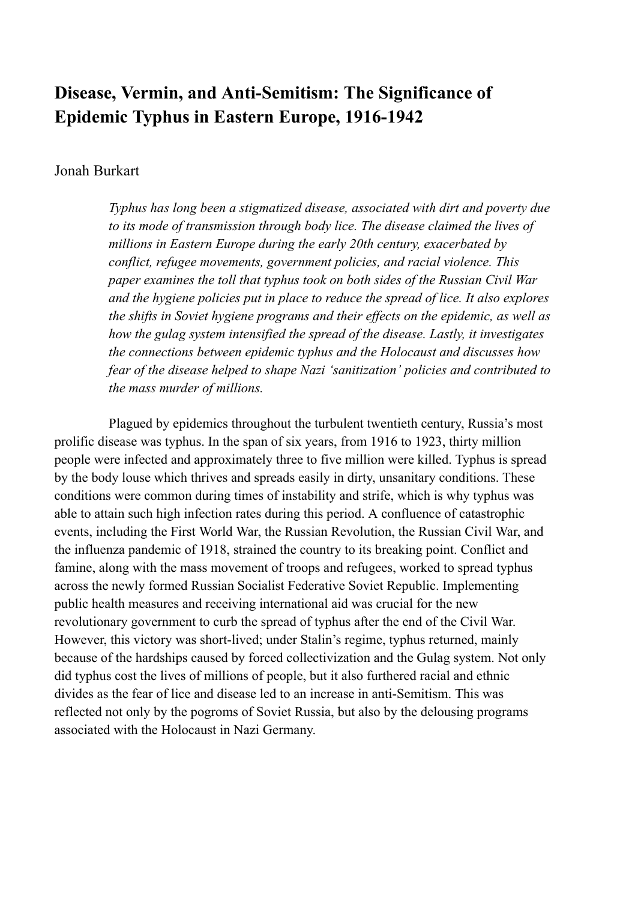# Disease, Vermin, and Anti-Semitism: The Significance of Epidemic Typhus in Eastern Europe, 1916-1942

Jonah Burkart

*Typhus has long been a stigmatized disease, associated with dirt and poverty due to its mode of transmission through body lice. The disease claimed the lives of millions in Eastern Europe during the early 20th century, exacerbated by conflict, refugee movements, government policies, and racial violence. This paper examines the toll that typhus took on both sides of the Russian Civil War and the hygiene policies put in place to reduce the spread of lice. It also explores the shifts in Soviet hygiene programs and their effects on the epidemic, as well as how the gulag system intensified the spread of the disease. Lastly, it investigates the connections between epidemic typhus and the Holocaust and discusses how fear of the disease helped to shape Nazi 'sanitization' policies and contributed to the mass murder of millions.*

Plagued by epidemics throughout the turbulent twentieth century, Russia's most prolific disease was typhus. In the span of six years, from 1916 to 1923, thirty million people were infected and approximately three to five million were killed. Typhus is spread by the body louse which thrives and spreads easily in dirty, unsanitary conditions. These conditions were common during times of instability and strife, which is why typhus was able to attain such high infection rates during this period. A confluence of catastrophic events, including the First World War, the Russian Revolution, the Russian Civil War, and the influenza pandemic of 1918, strained the country to its breaking point. Conflict and famine, along with the mass movement of troops and refugees, worked to spread typhus across the newly formed Russian Socialist Federative Soviet Republic. Implementing public health measures and receiving international aid was crucial for the new revolutionary government to curb the spread of typhus after the end of the Civil War. However, this victory was short-lived; under Stalin's regime, typhus returned, mainly because of the hardships caused by forced collectivization and the Gulag system. Not only did typhus cost the lives of millions of people, but it also furthered racial and ethnic divides as the fear of lice and disease led to an increase in anti-Semitism. This was reflected not only by the pogroms of Soviet Russia, but also by the delousing programs associated with the Holocaust in Nazi Germany.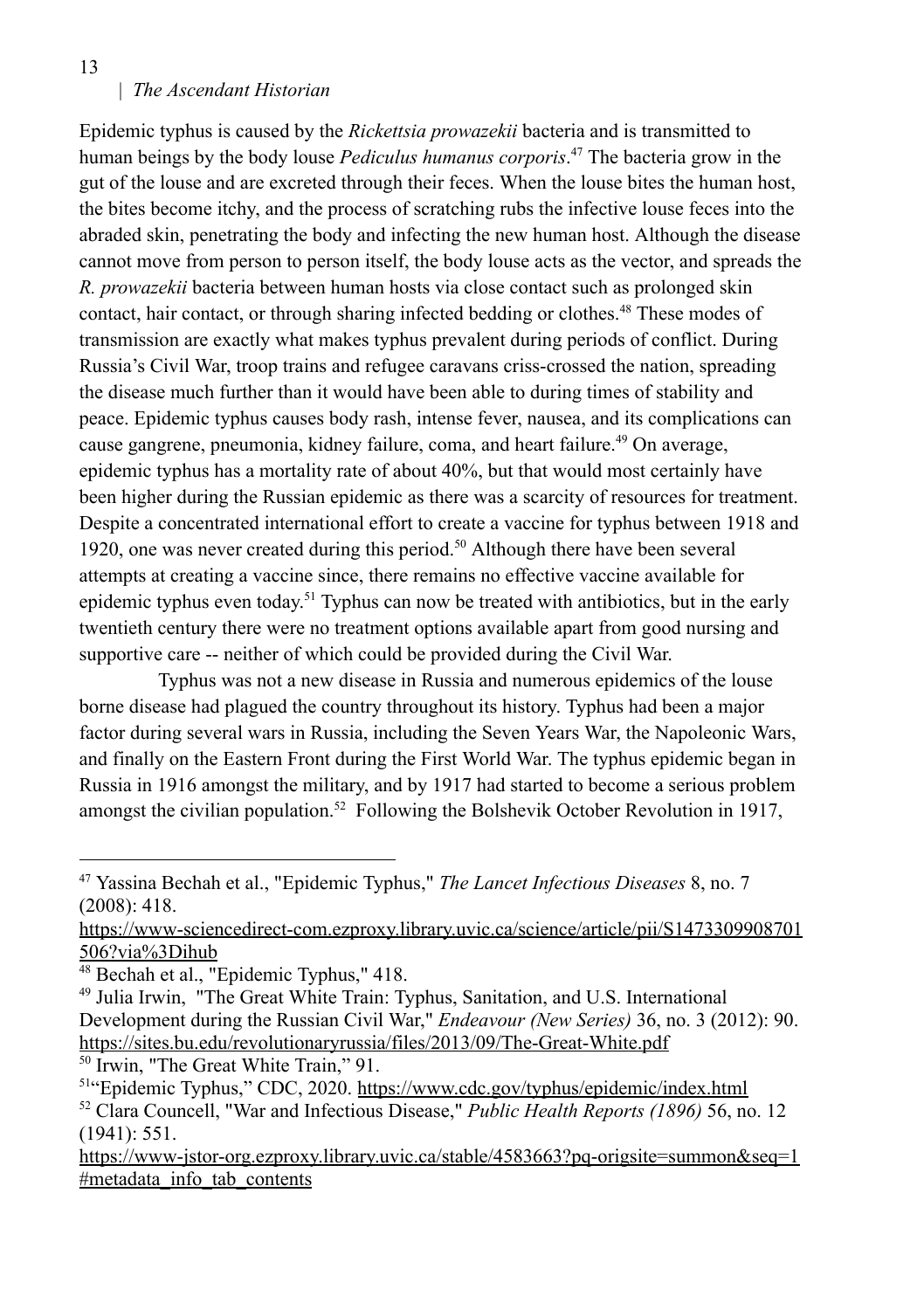Epidemic typhus is caused by the *Rickettsia prowazekii* bacteria and is transmitted to human beings by the body louse *Pediculus humanus corporis*.[47] The bacteria grow in the gut of the louse and are excreted through their feces. When the louse bites the human host, the bites become itchy, and the process of scratching rubs the infective louse feces into the abraded skin, penetrating the body and infecting the new human host. Although the disease cannot move from person to person itself, the body louse acts as the vector, and spreads the *R. prowazekii* bacteria between human hosts via close contact such as prolonged skin contact, hair contact, or through sharing infected bedding or clothes.[48] These modes of transmission are exactly what makes typhus prevalent during periods of conflict. During Russia's Civil War, troop trains and refugee caravans criss-crossed the nation, spreading the disease much further than it would have been able to during times of stability and peace. Epidemic typhus causes body rash, intense fever, nausea, and its complications can cause gangrene, pneumonia, kidney failure, coma, and heart failure.[49] On average, epidemic typhus has a mortality rate of about 40%, but that would most certainly have been higher during the Russian epidemic as there was a scarcity of resources for treatment. Despite a concentrated international effort to create a vaccine for typhus between 1918 and 1920, one was never created during this period.[50] Although there have been several attempts at creating a vaccine since, there remains no effective vaccine available for epidemic typhus even today.[51] Typhus can now be treated with antibiotics, but in the early twentieth century there were no treatment options available apart from good nursing and supportive care -- neither of which could be provided during the Civil War.

Typhus was not a new disease in Russia and numerous epidemics of the louse borne disease had plagued the country throughout its history. Typhus had been a major factor during several wars in Russia, including the Seven Years War, the Napoleonic Wars, and finally on the Eastern Front during the First World War. The typhus epidemic began in Russia in 1916 amongst the military, and by 1917 had started to become a serious problem amongst the civilian population.[52] Following the Bolshevik October Revolution in 1917,

---

[47] Yassina Bechah et al., "Epidemic Typhus," *The Lancet Infectious Diseases* 8, no. 7 (2008): 418. https://www-sciencedirect-com.ezproxy.library.uvic.ca/science/article/pii/S1473309908701506?via%3Dihub

[48] Bechah et al., "Epidemic Typhus," 418.

[49] Julia Irwin, "The Great White Train: Typhus, Sanitation, and U.S. International Development during the Russian Civil War," *Endeavour (New Series)* 36, no. 3 (2012): 90. https://sites.bu.edu/revolutionaryrussia/files/2013/09/The-Great-White.pdf

[50] Irwin, "The Great White Train," 91.

[51] "Epidemic Typhus," CDC, 2020. https://www.cdc.gov/typhus/epidemic/index.html

[52] Clara Councell, "War and Infectious Disease," *Public Health Reports (1896)* 56, no. 12 (1941): 551. https://www-jstor-org.ezproxy.library.uvic.ca/stable/4583663?pq-origsite=summon&seq=1#metadata_info_tab_contents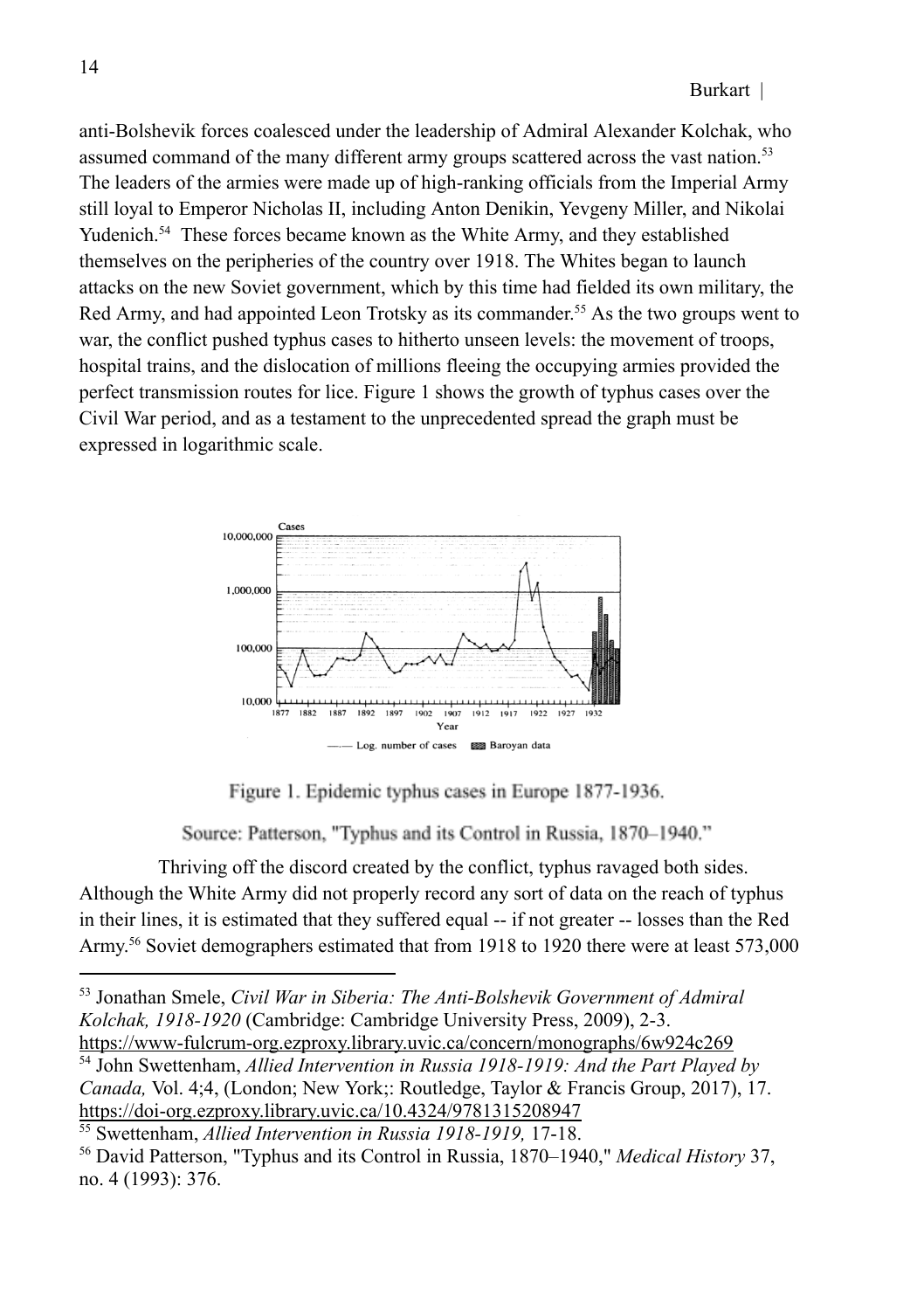anti-Bolshevik forces coalesced under the leadership of Admiral Alexander Kolchak, who assumed command of the many different army groups scattered across the vast nation.[53] The leaders of the armies were made up of high-ranking officials from the Imperial Army still loyal to Emperor Nicholas II, including Anton Denikin, Yevgeny Miller, and Nikolai Yudenich.[54] These forces became known as the White Army, and they established themselves on the peripheries of the country over 1918. The Whites began to launch attacks on the new Soviet government, which by this time had fielded its own military, the Red Army, and had appointed Leon Trotsky as its commander.[55] As the two groups went to war, the conflict pushed typhus cases to hitherto unseen levels: the movement of troops, hospital trains, and the dislocation of millions fleeing the occupying armies provided the perfect transmission routes for lice. Figure 1 shows the growth of typhus cases over the Civil War period, and as a testament to the unprecedented spread the graph must be expressed in logarithmic scale.

Figure 1. Epidemic typhus cases in Europe 1877-1936.

Source: Patterson, "Typhus and its Control in Russia, 1870–1940."

Thriving off the discord created by the conflict, typhus ravaged both sides. Although the White Army did not properly record any sort of data on the reach of typhus in their lines, it is estimated that they suffered equal -- if not greater -- losses than the Red Army.[56] Soviet demographers estimated that from 1918 to 1920 there were at least 573,000

---

[53] Jonathan Smele, *Civil War in Siberia: The Anti-Bolshevik Government of Admiral Kolchak, 1918-1920* (Cambridge: Cambridge University Press, 2009), 2-3. https://www-fulcrum-org.ezproxy.library.uvic.ca/concern/monographs/6w924c269

[54] John Swettenham, *Allied Intervention in Russia 1918-1919: And the Part Played by Canada,* Vol. 4;4, (London; New York;: Routledge, Taylor & Francis Group, 2017), 17. https://doi-org.ezproxy.library.uvic.ca/10.4324/9781315208947

[55] Swettenham, *Allied Intervention in Russia 1918-1919,* 17-18.

[56] David Patterson, "Typhus and its Control in Russia, 1870–1940," *Medical History* 37, no. 4 (1993): 376.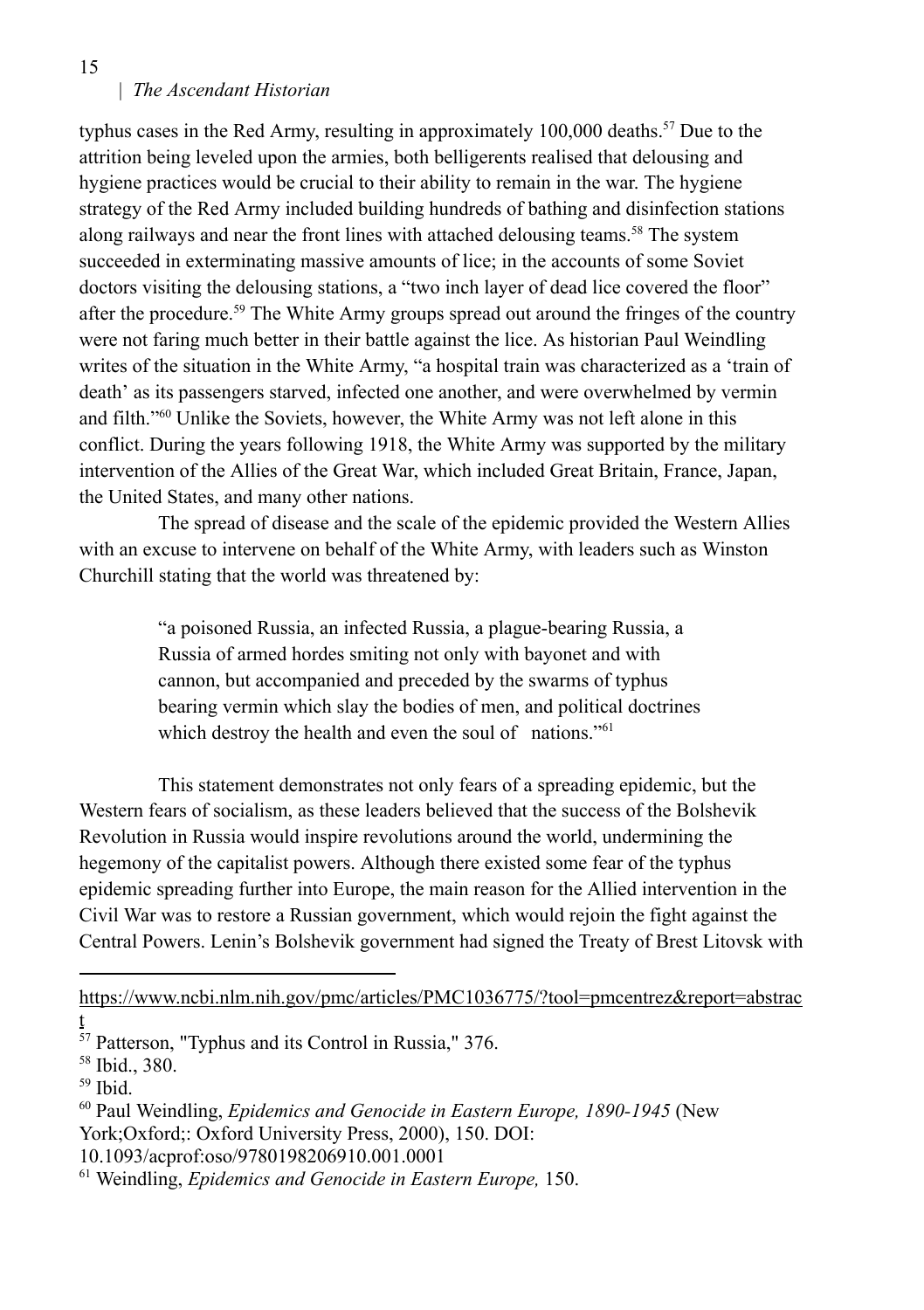typhus cases in the Red Army, resulting in approximately 100,000 deaths.[57] Due to the attrition being leveled upon the armies, both belligerents realised that delousing and hygiene practices would be crucial to their ability to remain in the war. The hygiene strategy of the Red Army included building hundreds of bathing and disinfection stations along railways and near the front lines with attached delousing teams.[58] The system succeeded in exterminating massive amounts of lice; in the accounts of some Soviet doctors visiting the delousing stations, a "two inch layer of dead lice covered the floor" after the procedure.[59] The White Army groups spread out around the fringes of the country were not faring much better in their battle against the lice. As historian Paul Weindling writes of the situation in the White Army, "a hospital train was characterized as a 'train of death' as its passengers starved, infected one another, and were overwhelmed by vermin and filth."[60] Unlike the Soviets, however, the White Army was not left alone in this conflict. During the years following 1918, the White Army was supported by the military intervention of the Allies of the Great War, which included Great Britain, France, Japan, the United States, and many other nations.

The spread of disease and the scale of the epidemic provided the Western Allies with an excuse to intervene on behalf of the White Army, with leaders such as Winston Churchill stating that the world was threatened by:

> "a poisoned Russia, an infected Russia, a plague-bearing Russia, a Russia of armed hordes smiting not only with bayonet and with cannon, but accompanied and preceded by the swarms of typhus bearing vermin which slay the bodies of men, and political doctrines which destroy the health and even the soul of nations."[61]

This statement demonstrates not only fears of a spreading epidemic, but the Western fears of socialism, as these leaders believed that the success of the Bolshevik Revolution in Russia would inspire revolutions around the world, undermining the hegemony of the capitalist powers. Although there existed some fear of the typhus epidemic spreading further into Europe, the main reason for the Allied intervention in the Civil War was to restore a Russian government, which would rejoin the fight against the Central Powers. Lenin's Bolshevik government had signed the Treaty of Brest Litovsk with

---

https://www.ncbi.nlm.nih.gov/pmc/articles/PMC1036775/?tool=pmcentrez&report=abstract

[57] Patterson, "Typhus and its Control in Russia," 376.

[58] Ibid., 380.

[59] Ibid.

[60] Paul Weindling, *Epidemics and Genocide in Eastern Europe, 1890-1945* (New York;Oxford;: Oxford University Press, 2000), 150. DOI: 10.1093/acprof:oso/9780198206910.001.0001

[61] Weindling, *Epidemics and Genocide in Eastern Europe,* 150.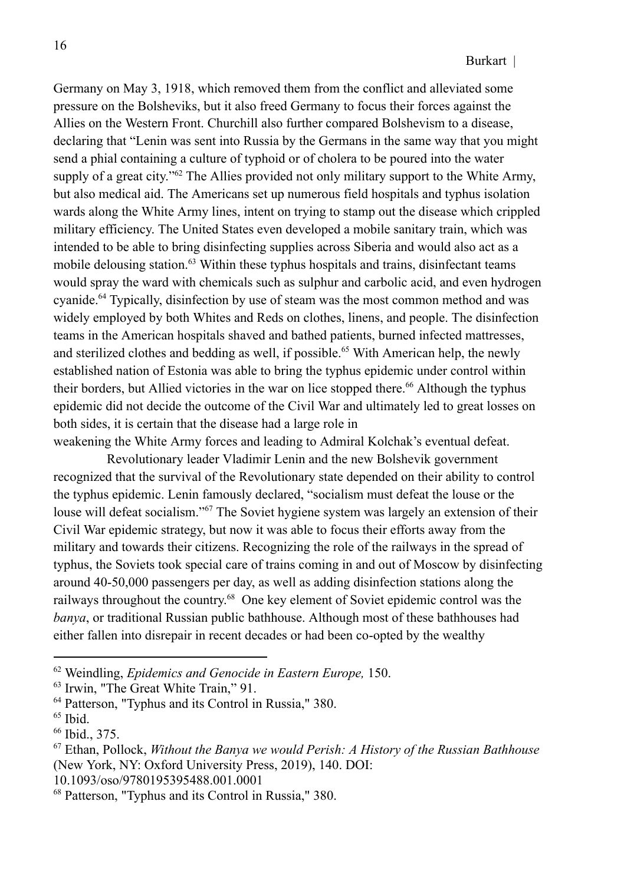Germany on May 3, 1918, which removed them from the conflict and alleviated some pressure on the Bolsheviks, but it also freed Germany to focus their forces against the Allies on the Western Front. Churchill also further compared Bolshevism to a disease, declaring that "Lenin was sent into Russia by the Germans in the same way that you might send a phial containing a culture of typhoid or of cholera to be poured into the water supply of a great city."[62] The Allies provided not only military support to the White Army, but also medical aid. The Americans set up numerous field hospitals and typhus isolation wards along the White Army lines, intent on trying to stamp out the disease which crippled military efficiency. The United States even developed a mobile sanitary train, which was intended to be able to bring disinfecting supplies across Siberia and would also act as a mobile delousing station.[63] Within these typhus hospitals and trains, disinfectant teams would spray the ward with chemicals such as sulphur and carbolic acid, and even hydrogen cyanide.[64] Typically, disinfection by use of steam was the most common method and was widely employed by both Whites and Reds on clothes, linens, and people. The disinfection teams in the American hospitals shaved and bathed patients, burned infected mattresses, and sterilized clothes and bedding as well, if possible.[65] With American help, the newly established nation of Estonia was able to bring the typhus epidemic under control within their borders, but Allied victories in the war on lice stopped there.[66] Although the typhus epidemic did not decide the outcome of the Civil War and ultimately led to great losses on both sides, it is certain that the disease had a large role in weakening the White Army forces and leading to Admiral Kolchak's eventual defeat.

Revolutionary leader Vladimir Lenin and the new Bolshevik government recognized that the survival of the Revolutionary state depended on their ability to control the typhus epidemic. Lenin famously declared, "socialism must defeat the louse or the louse will defeat socialism."[67] The Soviet hygiene system was largely an extension of their Civil War epidemic strategy, but now it was able to focus their efforts away from the military and towards their citizens. Recognizing the role of the railways in the spread of typhus, the Soviets took special care of trains coming in and out of Moscow by disinfecting around 40-50,000 passengers per day, as well as adding disinfection stations along the railways throughout the country.[68] One key element of Soviet epidemic control was the *banya*, or traditional Russian public bathhouse. Although most of these bathhouses had either fallen into disrepair in recent decades or had been co-opted by the wealthy

---

[62] Weindling, *Epidemics and Genocide in Eastern Europe,* 150.

[63] Irwin, "The Great White Train," 91.

[64] Patterson, "Typhus and its Control in Russia," 380.

[65] Ibid.

[66] Ibid., 375.

[67] Ethan, Pollock, *Without the Banya we would Perish: A History of the Russian Bathhouse* (New York, NY: Oxford University Press, 2019), 140. DOI: 10.1093/oso/9780195395488.001.0001

[68] Patterson, "Typhus and its Control in Russia," 380.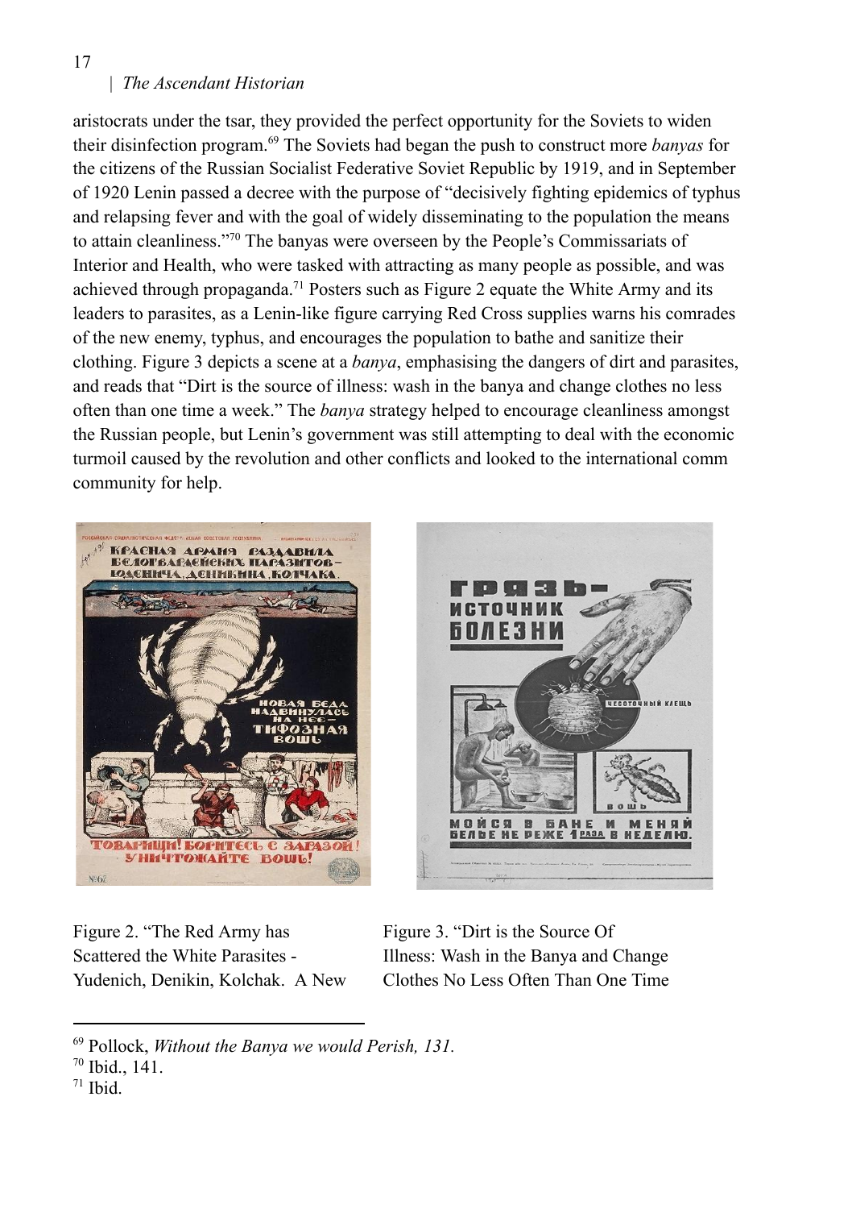aristocrats under the tsar, they provided the perfect opportunity for the Soviets to widen their disinfection program.[69] The Soviets had began the push to construct more *banyas* for the citizens of the Russian Socialist Federative Soviet Republic by 1919, and in September of 1920 Lenin passed a decree with the purpose of "decisively fighting epidemics of typhus and relapsing fever and with the goal of widely disseminating to the population the means to attain cleanliness."[70] The banyas were overseen by the People's Commissariats of Interior and Health, who were tasked with attracting as many people as possible, and was achieved through propaganda.[71] Posters such as Figure 2 equate the White Army and its leaders to parasites, as a Lenin-like figure carrying Red Cross supplies warns his comrades of the new enemy, typhus, and encourages the population to bathe and sanitize their clothing. Figure 3 depicts a scene at a *banya*, emphasising the dangers of dirt and parasites, and reads that "Dirt is the source of illness: wash in the banya and change clothes no less often than one time a week." The *banya* strategy helped to encourage cleanliness amongst the Russian people, but Lenin's government was still attempting to deal with the economic turmoil caused by the revolution and other conflicts and looked to the international comm community for help.

Figure 2. "The Red Army has Scattered the White Parasites - Yudenich, Denikin, Kolchak. A New

Figure 3. "Dirt is the Source Of Illness: Wash in the Banya and Change Clothes No Less Often Than One Time

[69] Pollock, *Without the Banya we would Perish, 131.*

[70] Ibid., 141.

[71] Ibid.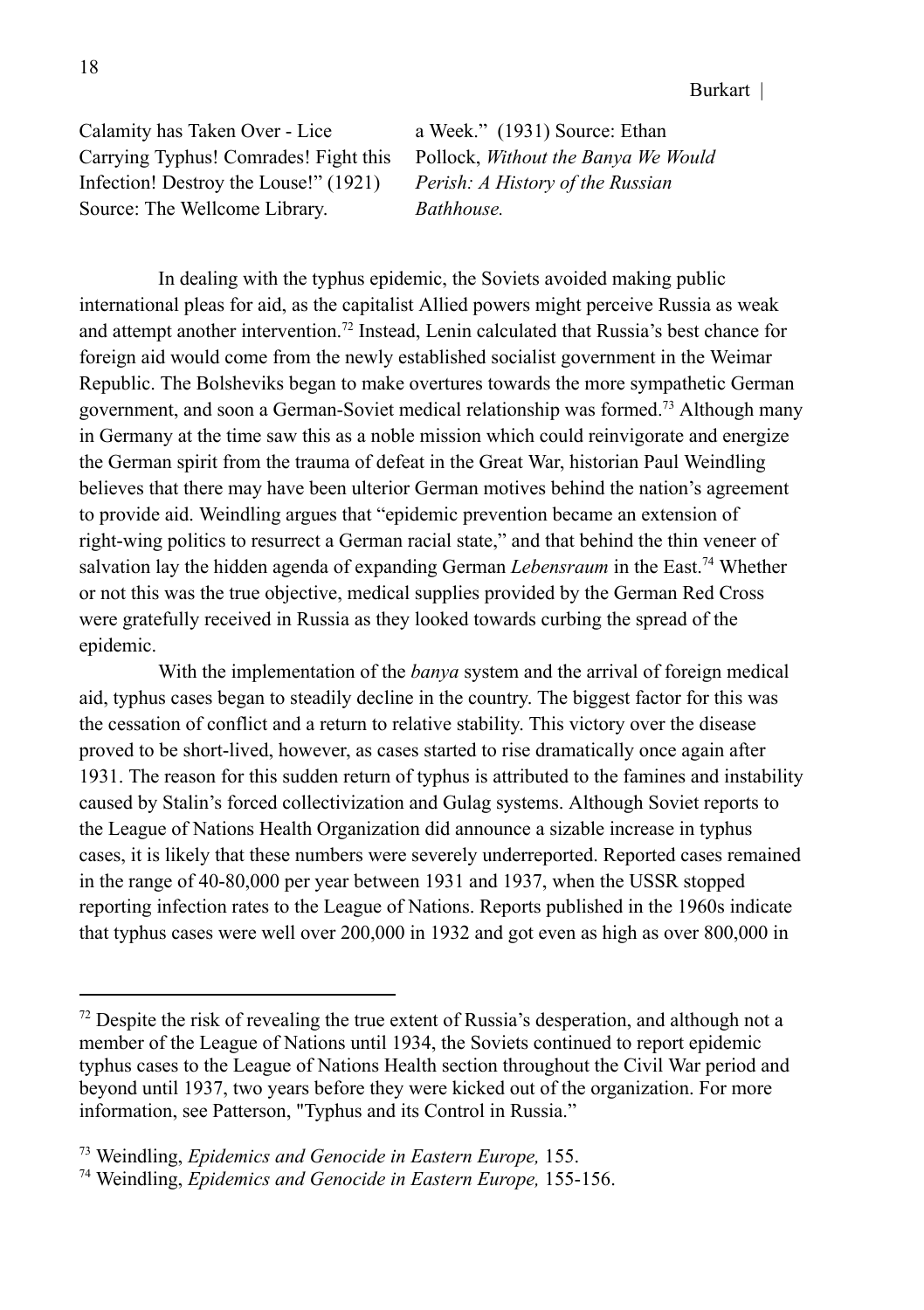Calamity has Taken Over - Lice Carrying Typhus! Comrades! Fight this Infection! Destroy the Louse!" (1921) Source: The Wellcome Library.

a Week." (1931) Source: Ethan Pollock, *Without the Banya We Would Perish: A History of the Russian Bathhouse.*

In dealing with the typhus epidemic, the Soviets avoided making public international pleas for aid, as the capitalist Allied powers might perceive Russia as weak and attempt another intervention.[72] Instead, Lenin calculated that Russia's best chance for foreign aid would come from the newly established socialist government in the Weimar Republic. The Bolsheviks began to make overtures towards the more sympathetic German government, and soon a German-Soviet medical relationship was formed.[73] Although many in Germany at the time saw this as a noble mission which could reinvigorate and energize the German spirit from the trauma of defeat in the Great War, historian Paul Weindling believes that there may have been ulterior German motives behind the nation's agreement to provide aid. Weindling argues that "epidemic prevention became an extension of right-wing politics to resurrect a German racial state," and that behind the thin veneer of salvation lay the hidden agenda of expanding German *Lebensraum* in the East.[74] Whether or not this was the true objective, medical supplies provided by the German Red Cross were gratefully received in Russia as they looked towards curbing the spread of the epidemic.

With the implementation of the *banya* system and the arrival of foreign medical aid, typhus cases began to steadily decline in the country. The biggest factor for this was the cessation of conflict and a return to relative stability. This victory over the disease proved to be short-lived, however, as cases started to rise dramatically once again after 1931. The reason for this sudden return of typhus is attributed to the famines and instability caused by Stalin's forced collectivization and Gulag systems. Although Soviet reports to the League of Nations Health Organization did announce a sizable increase in typhus cases, it is likely that these numbers were severely underreported. Reported cases remained in the range of 40-80,000 per year between 1931 and 1937, when the USSR stopped reporting infection rates to the League of Nations. Reports published in the 1960s indicate that typhus cases were well over 200,000 in 1932 and got even as high as over 800,000 in

---

[72] Despite the risk of revealing the true extent of Russia's desperation, and although not a member of the League of Nations until 1934, the Soviets continued to report epidemic typhus cases to the League of Nations Health section throughout the Civil War period and beyond until 1937, two years before they were kicked out of the organization. For more information, see Patterson, "Typhus and its Control in Russia."

[73] Weindling, *Epidemics and Genocide in Eastern Europe,* 155.

[74] Weindling, *Epidemics and Genocide in Eastern Europe,* 155-156.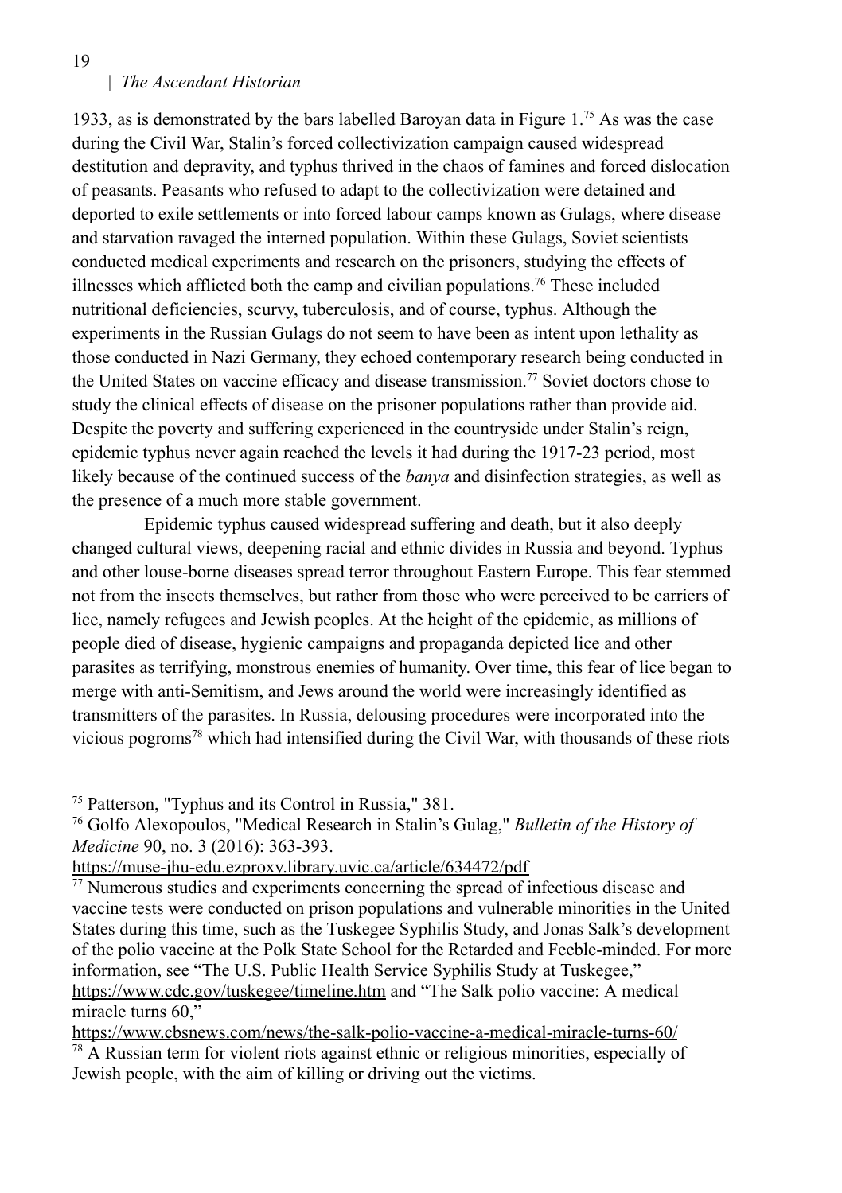1933, as is demonstrated by the bars labelled Baroyan data in Figure 1.[75] As was the case during the Civil War, Stalin's forced collectivization campaign caused widespread destitution and depravity, and typhus thrived in the chaos of famines and forced dislocation of peasants. Peasants who refused to adapt to the collectivization were detained and deported to exile settlements or into forced labour camps known as Gulags, where disease and starvation ravaged the interned population. Within these Gulags, Soviet scientists conducted medical experiments and research on the prisoners, studying the effects of illnesses which afflicted both the camp and civilian populations.[76] These included nutritional deficiencies, scurvy, tuberculosis, and of course, typhus. Although the experiments in the Russian Gulags do not seem to have been as intent upon lethality as those conducted in Nazi Germany, they echoed contemporary research being conducted in the United States on vaccine efficacy and disease transmission.[77] Soviet doctors chose to study the clinical effects of disease on the prisoner populations rather than provide aid. Despite the poverty and suffering experienced in the countryside under Stalin's reign, epidemic typhus never again reached the levels it had during the 1917-23 period, most likely because of the continued success of the *banya* and disinfection strategies, as well as the presence of a much more stable government.

Epidemic typhus caused widespread suffering and death, but it also deeply changed cultural views, deepening racial and ethnic divides in Russia and beyond. Typhus and other louse-borne diseases spread terror throughout Eastern Europe. This fear stemmed not from the insects themselves, but rather from those who were perceived to be carriers of lice, namely refugees and Jewish peoples. At the height of the epidemic, as millions of people died of disease, hygienic campaigns and propaganda depicted lice and other parasites as terrifying, monstrous enemies of humanity. Over time, this fear of lice began to merge with anti-Semitism, and Jews around the world were increasingly identified as transmitters of the parasites. In Russia, delousing procedures were incorporated into the vicious pogroms[78] which had intensified during the Civil War, with thousands of these riots

---

[75] Patterson, "Typhus and its Control in Russia," 381.

[76] Golfo Alexopoulos, "Medical Research in Stalin's Gulag," *Bulletin of the History of Medicine* 90, no. 3 (2016): 363-393. https://muse-jhu-edu.ezproxy.library.uvic.ca/article/634472/pdf

[77] Numerous studies and experiments concerning the spread of infectious disease and vaccine tests were conducted on prison populations and vulnerable minorities in the United States during this time, such as the Tuskegee Syphilis Study, and Jonas Salk's development of the polio vaccine at the Polk State School for the Retarded and Feeble-minded. For more information, see "The U.S. Public Health Service Syphilis Study at Tuskegee," https://www.cdc.gov/tuskegee/timeline.htm and "The Salk polio vaccine: A medical miracle turns 60," https://www.cbsnews.com/news/the-salk-polio-vaccine-a-medical-miracle-turns-60/

[78] A Russian term for violent riots against ethnic or religious minorities, especially of Jewish people, with the aim of killing or driving out the victims.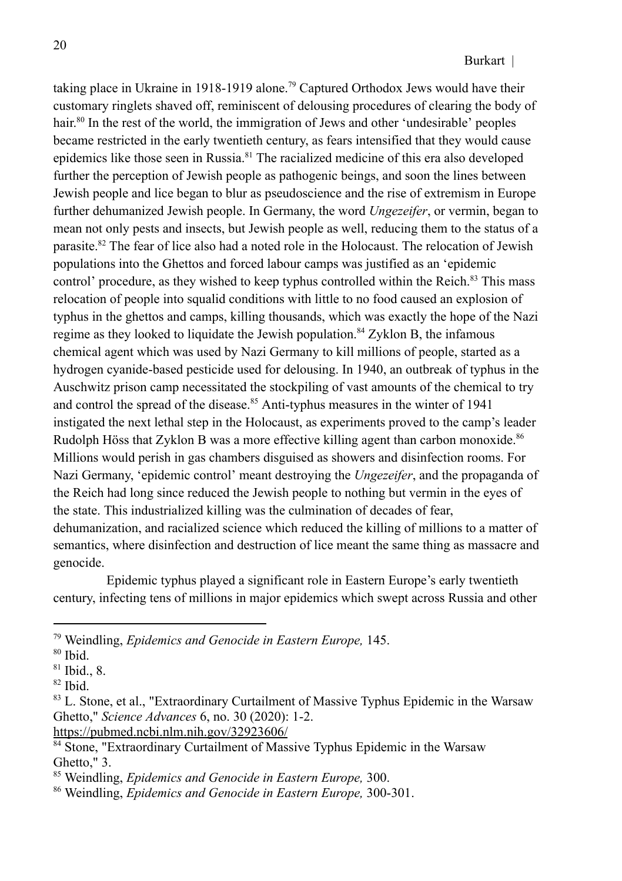taking place in Ukraine in 1918-1919 alone.[79] Captured Orthodox Jews would have their customary ringlets shaved off, reminiscent of delousing procedures of clearing the body of hair.[80] In the rest of the world, the immigration of Jews and other 'undesirable' peoples became restricted in the early twentieth century, as fears intensified that they would cause epidemics like those seen in Russia.[81] The racialized medicine of this era also developed further the perception of Jewish people as pathogenic beings, and soon the lines between Jewish people and lice began to blur as pseudoscience and the rise of extremism in Europe further dehumanized Jewish people. In Germany, the word *Ungezeifer*, or vermin, began to mean not only pests and insects, but Jewish people as well, reducing them to the status of a parasite.[82] The fear of lice also had a noted role in the Holocaust. The relocation of Jewish populations into the Ghettos and forced labour camps was justified as an 'epidemic control' procedure, as they wished to keep typhus controlled within the Reich.[83] This mass relocation of people into squalid conditions with little to no food caused an explosion of typhus in the ghettos and camps, killing thousands, which was exactly the hope of the Nazi regime as they looked to liquidate the Jewish population.[84] Zyklon B, the infamous chemical agent which was used by Nazi Germany to kill millions of people, started as a hydrogen cyanide-based pesticide used for delousing. In 1940, an outbreak of typhus in the Auschwitz prison camp necessitated the stockpiling of vast amounts of the chemical to try and control the spread of the disease.[85] Anti-typhus measures in the winter of 1941 instigated the next lethal step in the Holocaust, as experiments proved to the camp's leader Rudolph Höss that Zyklon B was a more effective killing agent than carbon monoxide.[86] Millions would perish in gas chambers disguised as showers and disinfection rooms. For Nazi Germany, 'epidemic control' meant destroying the *Ungezeifer*, and the propaganda of the Reich had long since reduced the Jewish people to nothing but vermin in the eyes of the state. This industrialized killing was the culmination of decades of fear, dehumanization, and racialized science which reduced the killing of millions to a matter of semantics, where disinfection and destruction of lice meant the same thing as massacre and genocide.

Epidemic typhus played a significant role in Eastern Europe's early twentieth century, infecting tens of millions in major epidemics which swept across Russia and other

---

[79] Weindling, *Epidemics and Genocide in Eastern Europe,* 145.

[80] Ibid.

[81] Ibid., 8.

[82] Ibid.

[83] L. Stone, et al., "Extraordinary Curtailment of Massive Typhus Epidemic in the Warsaw Ghetto," *Science Advances* 6, no. 30 (2020): 1-2. https://pubmed.ncbi.nlm.nih.gov/32923606/

[84] Stone, "Extraordinary Curtailment of Massive Typhus Epidemic in the Warsaw Ghetto," 3.

[85] Weindling, *Epidemics and Genocide in Eastern Europe,* 300.

[86] Weindling, *Epidemics and Genocide in Eastern Europe,* 300-301.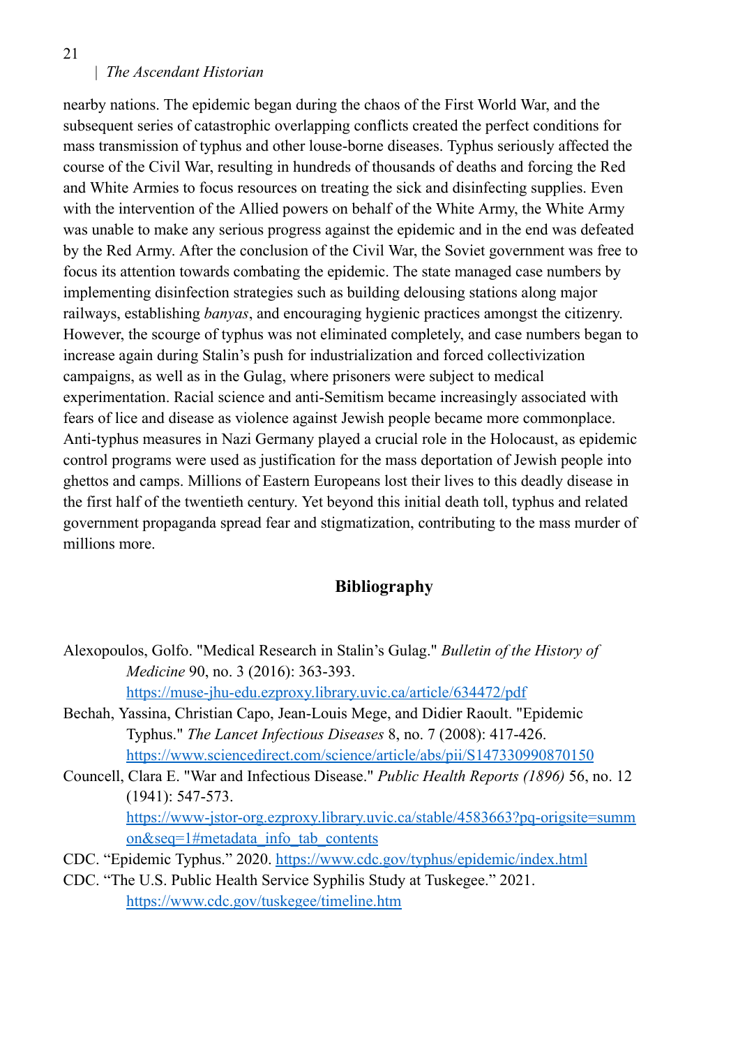nearby nations. The epidemic began during the chaos of the First World War, and the subsequent series of catastrophic overlapping conflicts created the perfect conditions for mass transmission of typhus and other louse-borne diseases. Typhus seriously affected the course of the Civil War, resulting in hundreds of thousands of deaths and forcing the Red and White Armies to focus resources on treating the sick and disinfecting supplies. Even with the intervention of the Allied powers on behalf of the White Army, the White Army was unable to make any serious progress against the epidemic and in the end was defeated by the Red Army. After the conclusion of the Civil War, the Soviet government was free to focus its attention towards combating the epidemic. The state managed case numbers by implementing disinfection strategies such as building delousing stations along major railways, establishing *banyas*, and encouraging hygienic practices amongst the citizenry. However, the scourge of typhus was not eliminated completely, and case numbers began to increase again during Stalin's push for industrialization and forced collectivization campaigns, as well as in the Gulag, where prisoners were subject to medical experimentation. Racial science and anti-Semitism became increasingly associated with fears of lice and disease as violence against Jewish people became more commonplace. Anti-typhus measures in Nazi Germany played a crucial role in the Holocaust, as epidemic control programs were used as justification for the mass deportation of Jewish people into ghettos and camps. Millions of Eastern Europeans lost their lives to this deadly disease in the first half of the twentieth century. Yet beyond this initial death toll, typhus and related government propaganda spread fear and stigmatization, contributing to the mass murder of millions more.

## Bibliography

Alexopoulos, Golfo. "Medical Research in Stalin's Gulag." *Bulletin of the History of Medicine* 90, no. 3 (2016): 363-393. https://muse-jhu-edu.ezproxy.library.uvic.ca/article/634472/pdf

Bechah, Yassina, Christian Capo, Jean-Louis Mege, and Didier Raoult. "Epidemic Typhus." *The Lancet Infectious Diseases* 8, no. 7 (2008): 417-426. https://www.sciencedirect.com/science/article/abs/pii/S1473309908701500

Councell, Clara E. "War and Infectious Disease." *Public Health Reports (1896)* 56, no. 12 (1941): 547-573. https://www-jstor-org.ezproxy.library.uvic.ca/stable/4583663?pq-origsite=summon&seq=1#metadata_info_tab_contents

CDC. "Epidemic Typhus." 2020. https://www.cdc.gov/typhus/epidemic/index.html

CDC. "The U.S. Public Health Service Syphilis Study at Tuskegee." 2021. https://www.cdc.gov/tuskegee/timeline.htm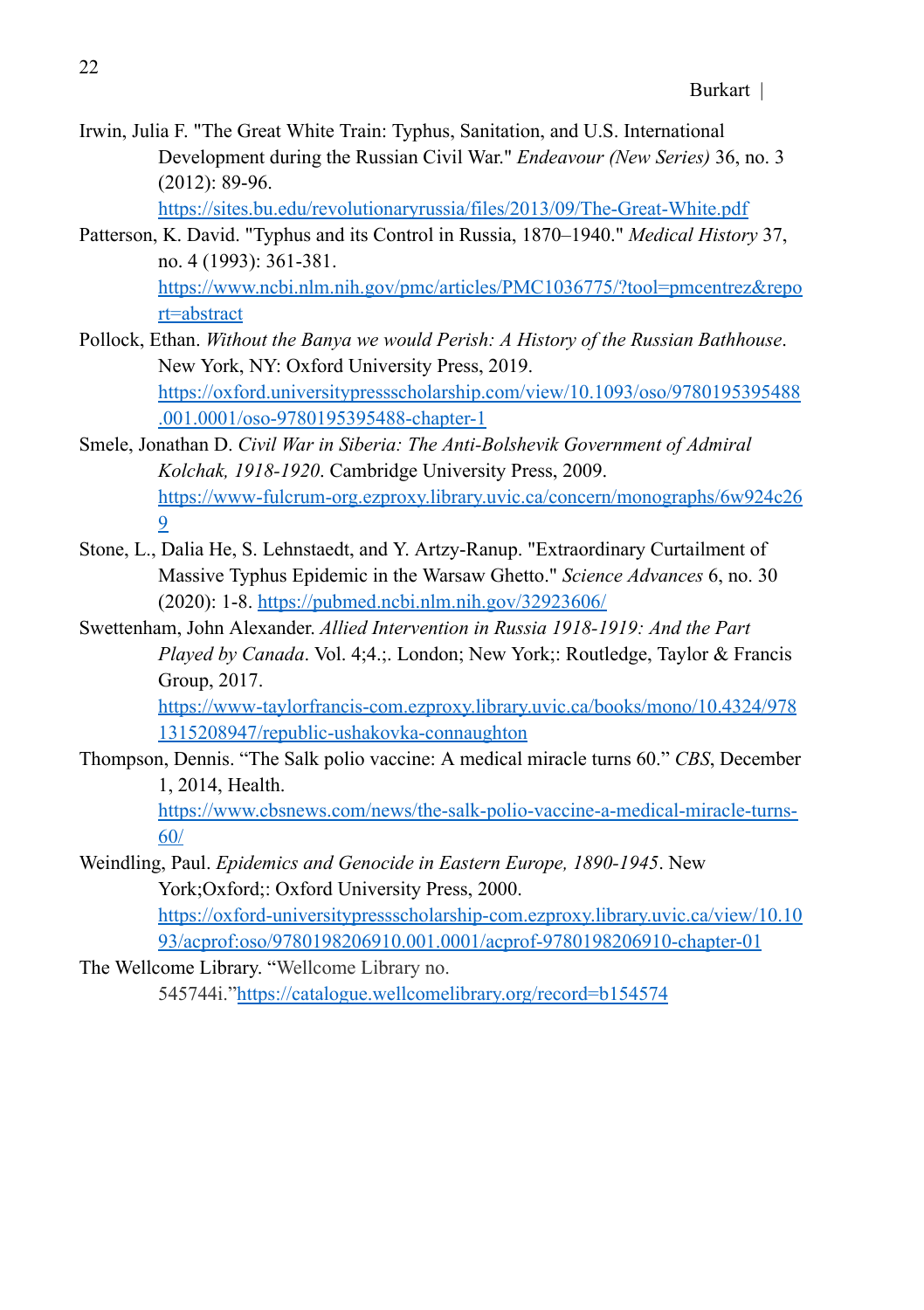Irwin, Julia F. "The Great White Train: Typhus, Sanitation, and U.S. International Development during the Russian Civil War." *Endeavour (New Series)* 36, no. 3 (2012): 89-96. https://sites.bu.edu/revolutionaryrussia/files/2013/09/The-Great-White.pdf

Patterson, K. David. "Typhus and its Control in Russia, 1870–1940." *Medical History* 37, no. 4 (1993): 361-381. https://www.ncbi.nlm.nih.gov/pmc/articles/PMC1036775/?tool=pmcentrez&report=abstract

Pollock, Ethan. *Without the Banya we would Perish: A History of the Russian Bathhouse*. New York, NY: Oxford University Press, 2019. https://oxford.universitypressscholarship.com/view/10.1093/oso/9780195395488.001.0001/oso-9780195395488-chapter-1

Smele, Jonathan D. *Civil War in Siberia: The Anti-Bolshevik Government of Admiral Kolchak, 1918-1920*. Cambridge University Press, 2009. https://www-fulcrum-org.ezproxy.library.uvic.ca/concern/monographs/6w924c269

Stone, L., Dalia He, S. Lehnstaedt, and Y. Artzy-Ranup. "Extraordinary Curtailment of Massive Typhus Epidemic in the Warsaw Ghetto." *Science Advances* 6, no. 30 (2020): 1-8. https://pubmed.ncbi.nlm.nih.gov/32923606/

Swettenham, John Alexander. *Allied Intervention in Russia 1918-1919: And the Part Played by Canada*. Vol. 4;4.;. London; New York;: Routledge, Taylor & Francis Group, 2017. https://www-taylorfrancis-com.ezproxy.library.uvic.ca/books/mono/10.4324/9781315208947/republic-ushakovka-connaughton

Thompson, Dennis. "The Salk polio vaccine: A medical miracle turns 60." *CBS*, December 1, 2014, Health. https://www.cbsnews.com/news/the-salk-polio-vaccine-a-medical-miracle-turns-60/

Weindling, Paul. *Epidemics and Genocide in Eastern Europe, 1890-1945*. New York;Oxford;: Oxford University Press, 2000. https://oxford-universitypressscholarship-com.ezproxy.library.uvic.ca/view/10.1093/acprof:oso/9780198206910.001.0001/acprof-9780198206910-chapter-01

The Wellcome Library. "Wellcome Library no. 545744i."https://catalogue.wellcomelibrary.org/record=b154574